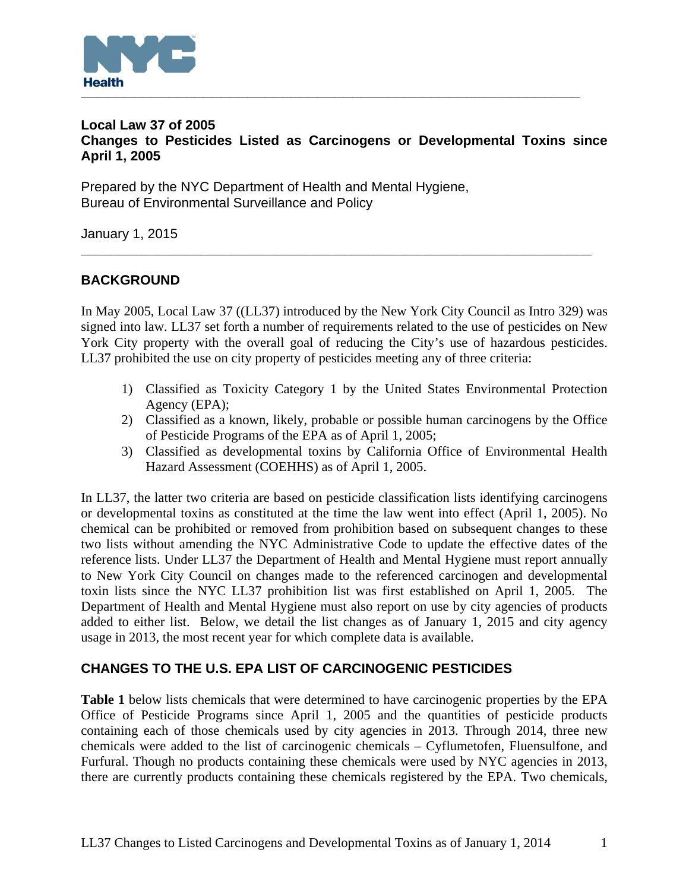**Local Law 37 of 2005**
**Changes to Pesticides Listed as Carcinogens or Developmental Toxins since April 1, 2005**

Prepared by the NYC Department of Health and Mental Hygiene,
Bureau of Environmental Surveillance and Policy

January 1, 2015

## BACKGROUND

In May 2005, Local Law 37 ((LL37) introduced by the New York City Council as Intro 329) was signed into law. LL37 set forth a number of requirements related to the use of pesticides on New York City property with the overall goal of reducing the City's use of hazardous pesticides. LL37 prohibited the use on city property of pesticides meeting any of three criteria:

1) Classified as Toxicity Category 1 by the United States Environmental Protection Agency (EPA);
2) Classified as a known, likely, probable or possible human carcinogens by the Office of Pesticide Programs of the EPA as of April 1, 2005;
3) Classified as developmental toxins by California Office of Environmental Health Hazard Assessment (COEHHS) as of April 1, 2005.

In LL37, the latter two criteria are based on pesticide classification lists identifying carcinogens or developmental toxins as constituted at the time the law went into effect (April 1, 2005). No chemical can be prohibited or removed from prohibition based on subsequent changes to these two lists without amending the NYC Administrative Code to update the effective dates of the reference lists. Under LL37 the Department of Health and Mental Hygiene must report annually to New York City Council on changes made to the referenced carcinogen and developmental toxin lists since the NYC LL37 prohibition list was first established on April 1, 2005. The Department of Health and Mental Hygiene must also report on use by city agencies of products added to either list. Below, we detail the list changes as of January 1, 2015 and city agency usage in 2013, the most recent year for which complete data is available.

## CHANGES TO THE U.S. EPA LIST OF CARCINOGENIC PESTICIDES

**Table 1** below lists chemicals that were determined to have carcinogenic properties by the EPA Office of Pesticide Programs since April 1, 2005 and the quantities of pesticide products containing each of those chemicals used by city agencies in 2013. Through 2014, three new chemicals were added to the list of carcinogenic chemicals – Cyflumetofen, Fluensulfone, and Furfural. Though no products containing these chemicals were used by NYC agencies in 2013, there are currently products containing these chemicals registered by the EPA. Two chemicals,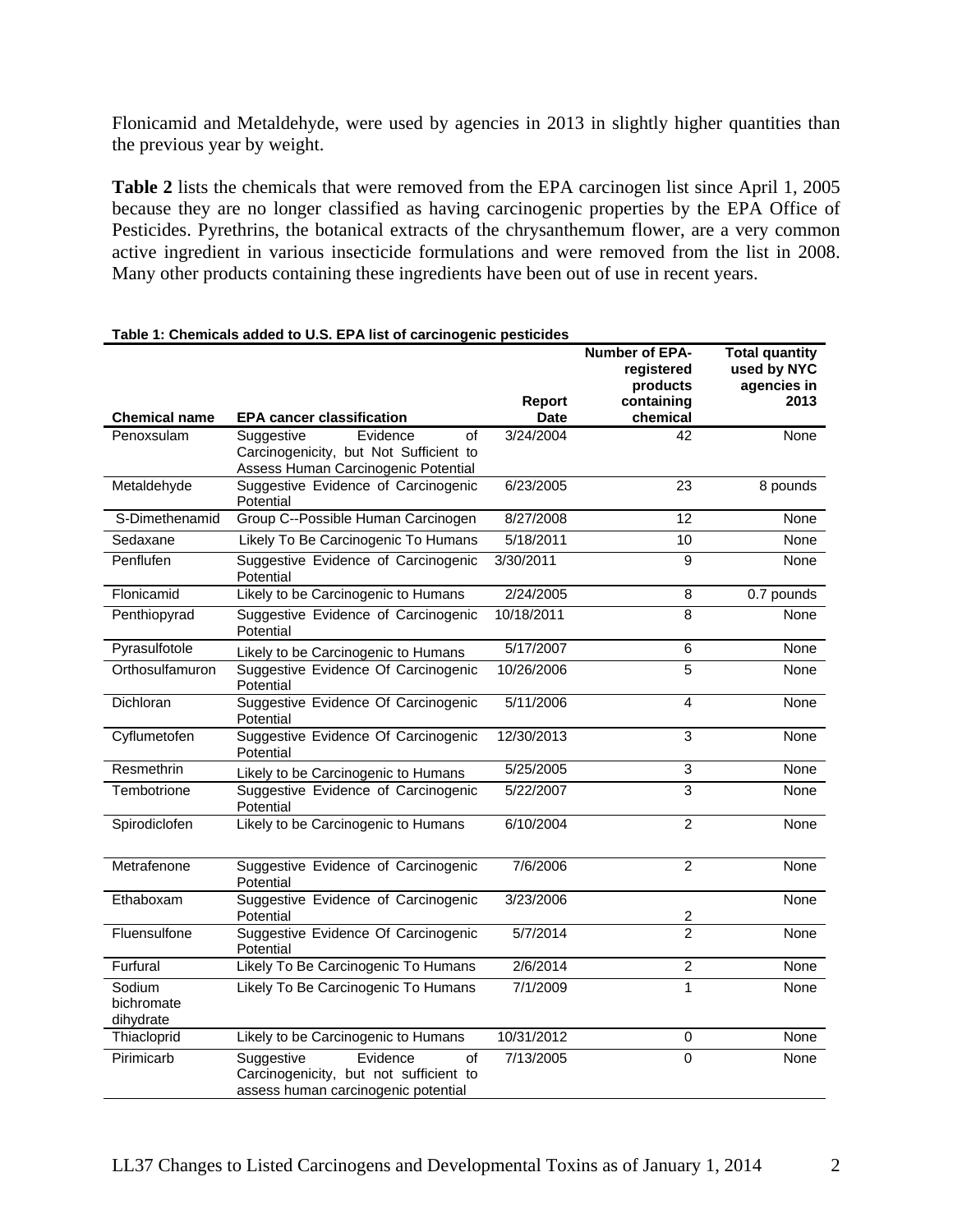Flonicamid and Metaldehyde, were used by agencies in 2013 in slightly higher quantities than the previous year by weight.

**Table 2** lists the chemicals that were removed from the EPA carcinogen list since April 1, 2005 because they are no longer classified as having carcinogenic properties by the EPA Office of Pesticides. Pyrethrins, the botanical extracts of the chrysanthemum flower, are a very common active ingredient in various insecticide formulations and were removed from the list in 2008. Many other products containing these ingredients have been out of use in recent years.

**Table 1: Chemicals added to U.S. EPA list of carcinogenic pesticides**

| Chemical name | EPA cancer classification | Report Date | Number of EPA-registered products containing chemical | Total quantity used by NYC agencies in 2013 |
|---|---|---|---|---|
| Penoxsulam | Suggestive Evidence of Carcinogenicity, but Not Sufficient to Assess Human Carcinogenic Potential | 3/24/2004 | 42 | None |
| Metaldehyde | Suggestive Evidence of Carcinogenic Potential | 6/23/2005 | 23 | 8 pounds |
| S-Dimethenamid | Group C--Possible Human Carcinogen | 8/27/2008 | 12 | None |
| Sedaxane | Likely To Be Carcinogenic To Humans | 5/18/2011 | 10 | None |
| Penflufen | Suggestive Evidence of Carcinogenic Potential | 3/30/2011 | 9 | None |
| Flonicamid | Likely to be Carcinogenic to Humans | 2/24/2005 | 8 | 0.7 pounds |
| Penthiopyrad | Suggestive Evidence of Carcinogenic Potential | 10/18/2011 | 8 | None |
| Pyrasulfotole | Likely to be Carcinogenic to Humans | 5/17/2007 | 6 | None |
| Orthosulfamuron | Suggestive Evidence Of Carcinogenic Potential | 10/26/2006 | 5 | None |
| Dichloran | Suggestive Evidence Of Carcinogenic Potential | 5/11/2006 | 4 | None |
| Cyflumetofen | Suggestive Evidence Of Carcinogenic Potential | 12/30/2013 | 3 | None |
| Resmethrin | Likely to be Carcinogenic to Humans | 5/25/2005 | 3 | None |
| Tembotrione | Suggestive Evidence of Carcinogenic Potential | 5/22/2007 | 3 | None |
| Spirodiclofen | Likely to be Carcinogenic to Humans | 6/10/2004 | 2 | None |
| Metrafenone | Suggestive Evidence of Carcinogenic Potential | 7/6/2006 | 2 | None |
| Ethaboxam | Suggestive Evidence of Carcinogenic Potential | 3/23/2006 | 2 | None |
| Fluensulfone | Suggestive Evidence Of Carcinogenic Potential | 5/7/2014 | 2 | None |
| Furfural | Likely To Be Carcinogenic To Humans | 2/6/2014 | 2 | None |
| Sodium bichromate dihydrate | Likely To Be Carcinogenic To Humans | 7/1/2009 | 1 | None |
| Thiacloprid | Likely to be Carcinogenic to Humans | 10/31/2012 | 0 | None |
| Pirimicarb | Suggestive Evidence of Carcinogenicity, but not sufficient to assess human carcinogenic potential | 7/13/2005 | 0 | None |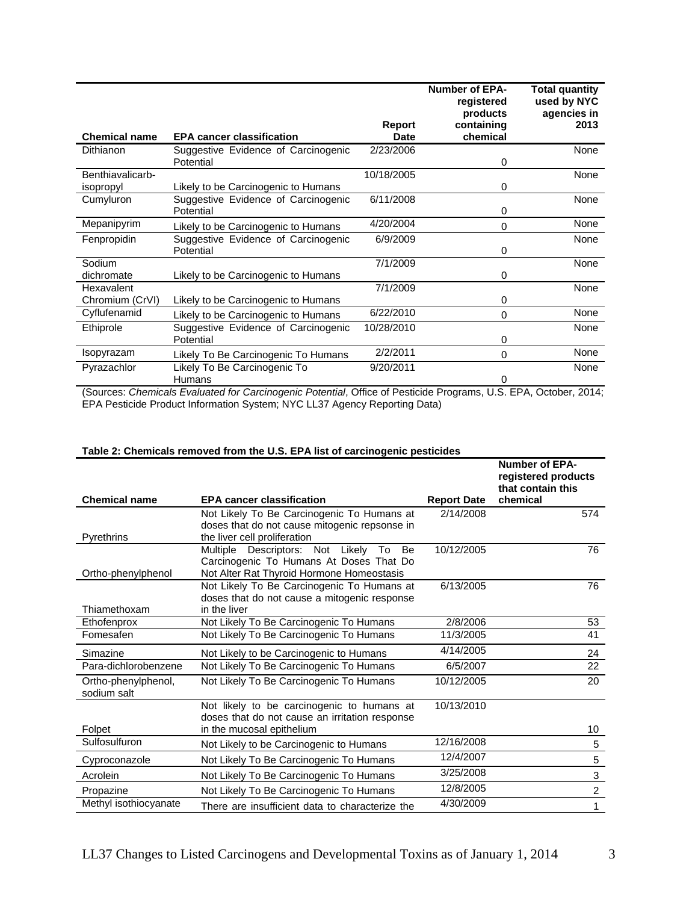| Chemical name | EPA cancer classification | Report Date | Number of EPA-registered products containing chemical | Total quantity used by NYC agencies in 2013 |
|---|---|---|---|---|
| Dithianon | Suggestive Evidence of Carcinogenic Potential | 2/23/2006 | 0 | None |
| Benthiavalicarb-isopropyl | Likely to be Carcinogenic to Humans | 10/18/2005 | 0 | None |
| Cumyluron | Suggestive Evidence of Carcinogenic Potential | 6/11/2008 | 0 | None |
| Mepanipyrim | Likely to be Carcinogenic to Humans | 4/20/2004 | 0 | None |
| Fenpropidin | Suggestive Evidence of Carcinogenic Potential | 6/9/2009 | 0 | None |
| Sodium dichromate | Likely to be Carcinogenic to Humans | 7/1/2009 | 0 | None |
| Hexavalent Chromium (CrVI) | Likely to be Carcinogenic to Humans | 7/1/2009 | 0 | None |
| Cyflufenamid | Likely to be Carcinogenic to Humans | 6/22/2010 | 0 | None |
| Ethiprole | Suggestive Evidence of Carcinogenic Potential | 10/28/2010 | 0 | None |
| Isopyrazam | Likely To Be Carcinogenic To Humans | 2/2/2011 | 0 | None |
| Pyrazachlor | Likely To Be Carcinogenic To Humans | 9/20/2011 | 0 | None |

(Sources: *Chemicals Evaluated for Carcinogenic Potential*, Office of Pesticide Programs, U.S. EPA, October, 2014; EPA Pesticide Product Information System; NYC LL37 Agency Reporting Data)

**Table 2: Chemicals removed from the U.S. EPA list of carcinogenic pesticides**

| Chemical name | EPA cancer classification | Report Date | Number of EPA-registered products that contain this chemical |
|---|---|---|---|
| Pyrethrins | Not Likely To Be Carcinogenic To Humans at doses that do not cause mitogenic repsonse in the liver cell proliferation | 2/14/2008 | 574 |
| Ortho-phenylphenol | Multiple Descriptors: Not Likely To Be Carcinogenic To Humans At Doses That Do Not Alter Rat Thyroid Hormone Homeostasis | 10/12/2005 | 76 |
| Thiamethoxam | Not Likely To Be Carcinogenic To Humans at doses that do not cause a mitogenic response in the liver | 6/13/2005 | 76 |
| Ethofenprox | Not Likely To Be Carcinogenic To Humans | 2/8/2006 | 53 |
| Fomesafen | Not Likely To Be Carcinogenic To Humans | 11/3/2005 | 41 |
| Simazine | Not Likely to be Carcinogenic to Humans | 4/14/2005 | 24 |
| Para-dichlorobenzene | Not Likely To Be Carcinogenic To Humans | 6/5/2007 | 22 |
| Ortho-phenylphenol, sodium salt | Not Likely To Be Carcinogenic To Humans | 10/12/2005 | 20 |
| Folpet | Not likely to be carcinogenic to humans at doses that do not cause an irritation response in the mucosal epithelium | 10/13/2010 | 10 |
| Sulfosulfuron | Not Likely to be Carcinogenic to Humans | 12/16/2008 | 5 |
| Cyproconazole | Not Likely To Be Carcinogenic To Humans | 12/4/2007 | 5 |
| Acrolein | Not Likely To Be Carcinogenic To Humans | 3/25/2008 | 3 |
| Propazine | Not Likely To Be Carcinogenic To Humans | 12/8/2005 | 2 |
| Methyl isothiocyanate | There are insufficient data to characterize the | 4/30/2009 | 1 |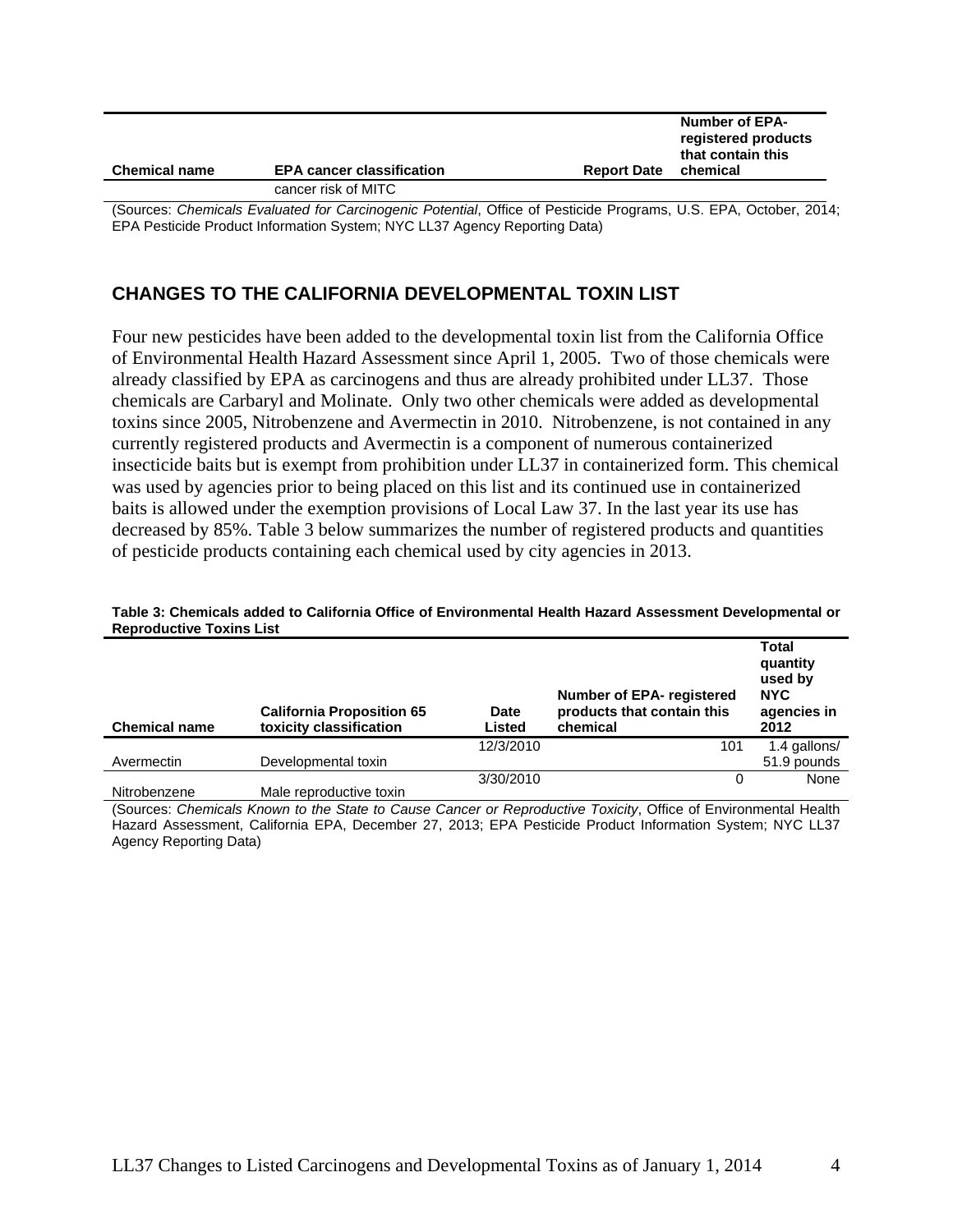| Chemical name | EPA cancer classification | Report Date | Number of EPA-registered products that contain this chemical |
|---|---|---|---|
| | cancer risk of MITC | | |

(Sources: *Chemicals Evaluated for Carcinogenic Potential*, Office of Pesticide Programs, U.S. EPA, October, 2014; EPA Pesticide Product Information System; NYC LL37 Agency Reporting Data)

## CHANGES TO THE CALIFORNIA DEVELOPMENTAL TOXIN LIST

Four new pesticides have been added to the developmental toxin list from the California Office of Environmental Health Hazard Assessment since April 1, 2005. Two of those chemicals were already classified by EPA as carcinogens and thus are already prohibited under LL37. Those chemicals are Carbaryl and Molinate. Only two other chemicals were added as developmental toxins since 2005, Nitrobenzene and Avermectin in 2010. Nitrobenzene, is not contained in any currently registered products and Avermectin is a component of numerous containerized insecticide baits but is exempt from prohibition under LL37 in containerized form. This chemical was used by agencies prior to being placed on this list and its continued use in containerized baits is allowed under the exemption provisions of Local Law 37. In the last year its use has decreased by 85%. Table 3 below summarizes the number of registered products and quantities of pesticide products containing each chemical used by city agencies in 2013.

**Table 3: Chemicals added to California Office of Environmental Health Hazard Assessment Developmental or Reproductive Toxins List**

| Chemical name | California Proposition 65 toxicity classification | Date Listed | Number of EPA- registered products that contain this chemical | Total quantity used by NYC agencies in 2012 |
|---|---|---|---|---|
| Avermectin | Developmental toxin | 12/3/2010 | 101 | 1.4 gallons/ 51.9 pounds |
| Nitrobenzene | Male reproductive toxin | 3/30/2010 | 0 | None |

(Sources: *Chemicals Known to the State to Cause Cancer or Reproductive Toxicity*, Office of Environmental Health Hazard Assessment, California EPA, December 27, 2013; EPA Pesticide Product Information System; NYC LL37 Agency Reporting Data)